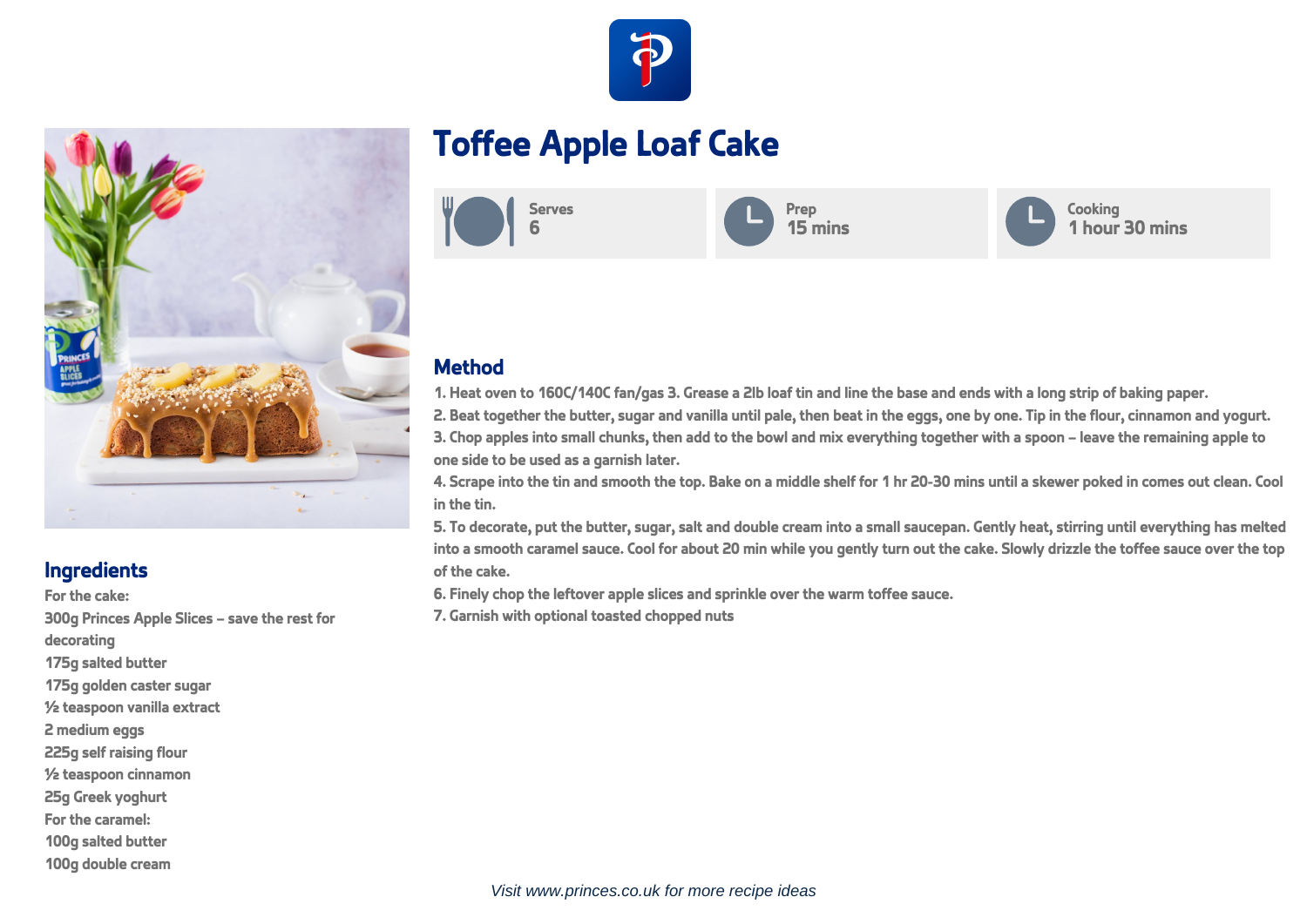# Toffee Apple Loaf Cake

Serves
6

Prep
15 mins

Cooking
1 hour 30 mins

## Ingredients

For the cake:
300g Princes Apple Slices – save the rest for decorating
175g salted butter
175g golden caster sugar
½ teaspoon vanilla extract
2 medium eggs
225g self raising flour
½ teaspoon cinnamon
25g Greek yoghurt
For the caramel:
100g salted butter
100g double cream

## Method

1. Heat oven to 160C/140C fan/gas 3. Grease a 2lb loaf tin and line the base and ends with a long strip of baking paper.
2. Beat together the butter, sugar and vanilla until pale, then beat in the eggs, one by one. Tip in the flour, cinnamon and yogurt.
3. Chop apples into small chunks, then add to the bowl and mix everything together with a spoon – leave the remaining apple to one side to be used as a garnish later.
4. Scrape into the tin and smooth the top. Bake on a middle shelf for 1 hr 20-30 mins until a skewer poked in comes out clean. Cool in the tin.
5. To decorate, put the butter, sugar, salt and double cream into a small saucepan. Gently heat, stirring until everything has melted into a smooth caramel sauce. Cool for about 20 min while you gently turn out the cake. Slowly drizzle the toffee sauce over the top of the cake.
6. Finely chop the leftover apple slices and sprinkle over the warm toffee sauce.
7. Garnish with optional toasted chopped nuts

*Visit www.princes.co.uk for more recipe ideas*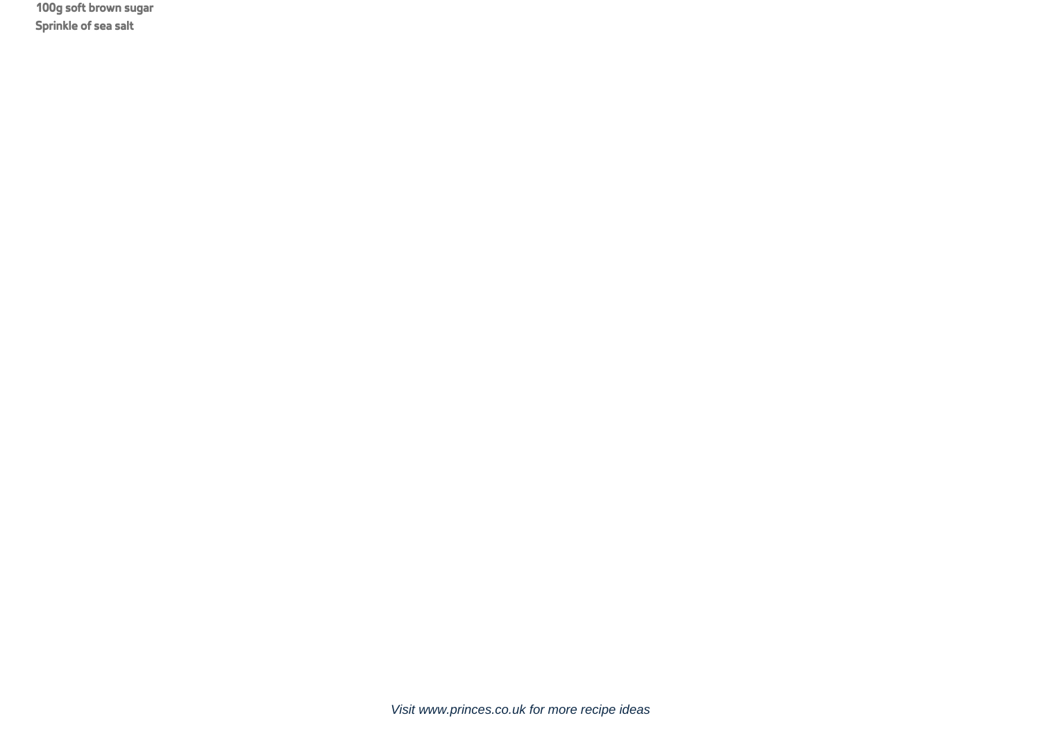100g soft brown sugar
Sprinkle of sea salt

*Visit www.princes.co.uk for more recipe ideas*